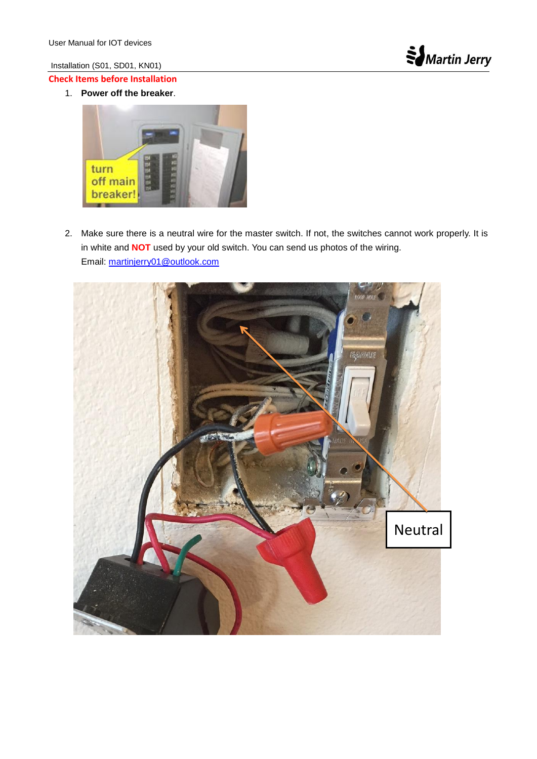## Check Items before Installation

1. **Power off the breaker**.

2. Make sure there is a neutral wire for the master switch. If not, the switches cannot work properly. It is in white and **NOT** used by your old switch. You can send us photos of the wiring.
   Email: martinjerry01@outlook.com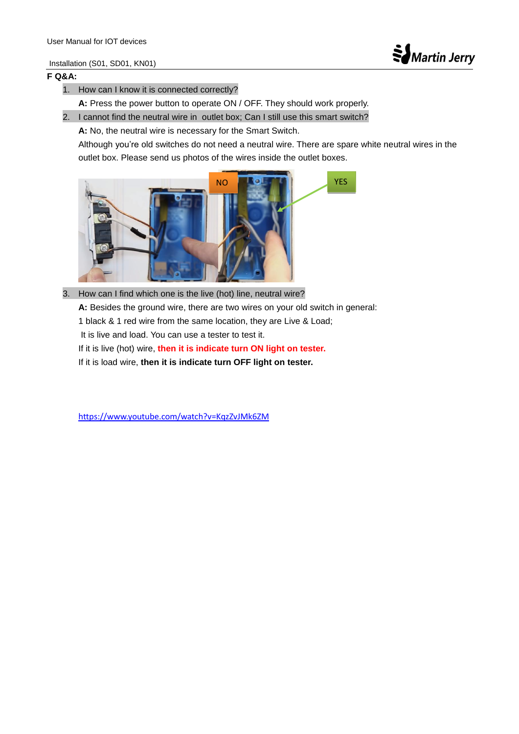**F Q&A:**

1. How can I know it is connected correctly?

   **A:** Press the power button to operate ON / OFF. They should work properly.

2. I cannot find the neutral wire in outlet box; Can I still use this smart switch?

   **A:** No, the neutral wire is necessary for the Smart Switch.

   Although you're old switches do not need a neutral wire. There are spare white neutral wires in the outlet box. Please send us photos of the wires inside the outlet boxes.

   NO

   YES

3. How can I find which one is the live (hot) line, neutral wire?

   **A:** Besides the ground wire, there are two wires on your old switch in general:

   1 black & 1 red wire from the same location, they are Live & Load;

   It is live and load. You can use a tester to test it.

   If it is live (hot) wire, **then it is indicate turn ON light on tester.**

   If it is load wire, **then it is indicate turn OFF light on tester.**

https://www.youtube.com/watch?v=KqzZvJMk6ZM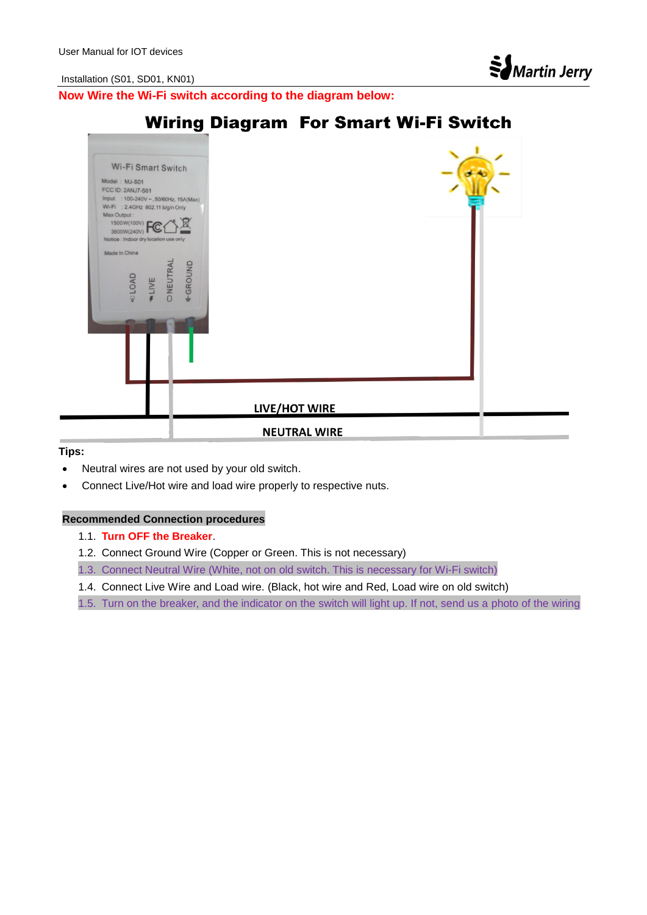**Now Wire the Wi-Fi switch according to the diagram below:**

## Wiring Diagram For Smart Wi-Fi Switch

Wi-Fi Smart Switch

Model : MJ-S01

FCC ID: 2ANJ7-S01

Input : 100-240V ~, 50/60Hz, 15A(Max)

Wi-Fi : 2.4GHz 802.11 b/g/n Only

Max Output :

1500W(100V)

3600W(240V)

Notice : Indoor dry location use only

Made in China

LOAD

LIVE

NEUTRAL

GROUND

LIVE/HOT WIRE

NEUTRAL WIRE

**Tips:**

- Neutral wires are not used by your old switch.
- Connect Live/Hot wire and load wire properly to respective nuts.

**Recommended Connection procedures**

1.1. **Turn OFF the Breaker**.

1.2. Connect Ground Wire (Copper or Green. This is not necessary)

1.3. Connect Neutral Wire (White, not on old switch. This is necessary for Wi-Fi switch)

1.4. Connect Live Wire and Load wire. (Black, hot wire and Red, Load wire on old switch)

1.5. Turn on the breaker, and the indicator on the switch will light up. If not, send us a photo of the wiring